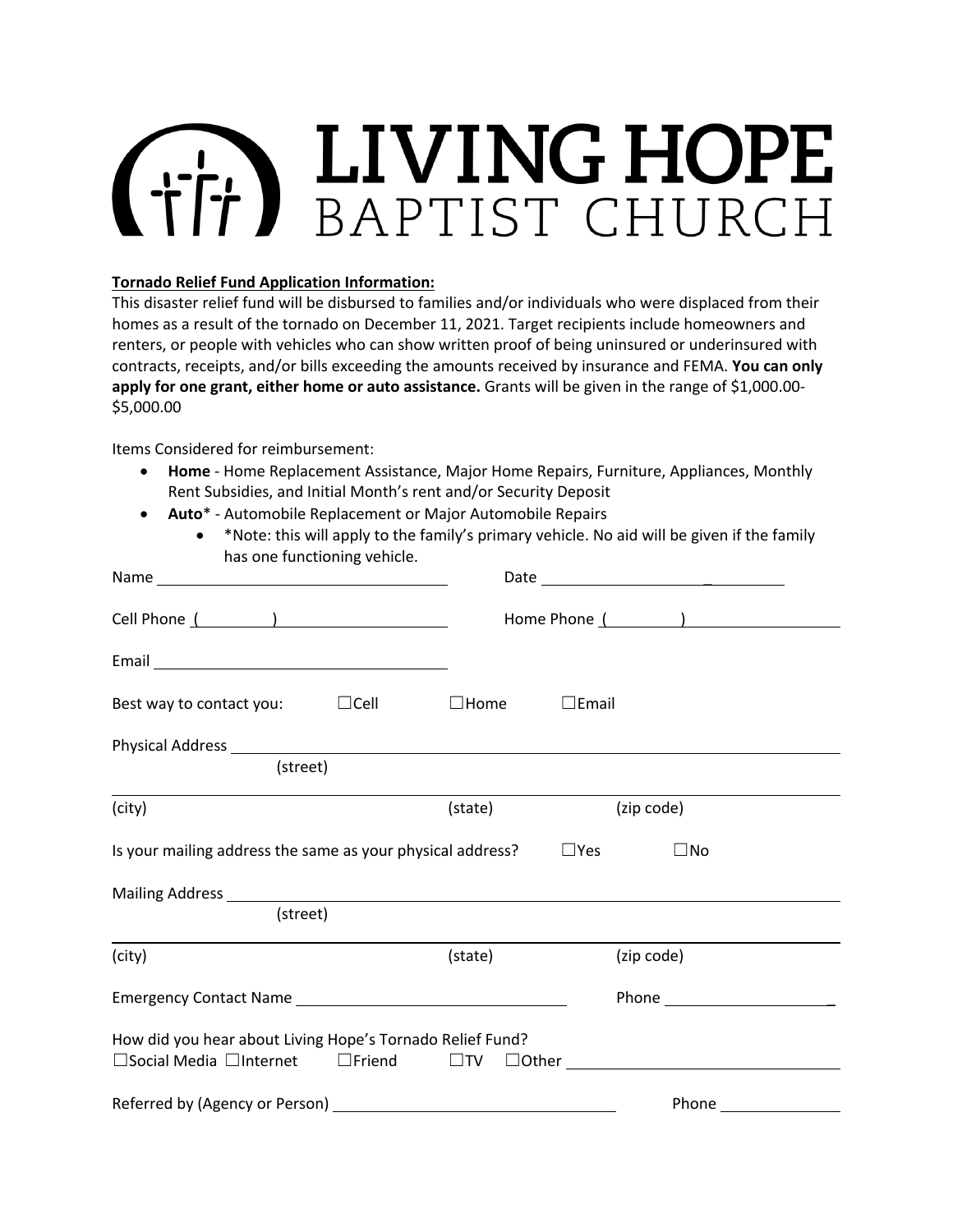# LIVING HOPE BAPTIST CHURCH

**Tornado Relief Fund Application Information:**

This disaster relief fund will be disbursed to families and/or individuals who were displaced from their homes as a result of the tornado on December 11, 2021. Target recipients include homeowners and renters, or people with vehicles who can show written proof of being uninsured or underinsured with contracts, receipts, and/or bills exceeding the amounts received by insurance and FEMA. **You can only apply for one grant, either home or auto assistance.** Grants will be given in the range of $1,000.00-$5,000.00

Items Considered for reimbursement:

- **Home** - Home Replacement Assistance, Major Home Repairs, Furniture, Appliances, Monthly Rent Subsidies, and Initial Month's rent and/or Security Deposit
- **Auto*** - Automobile Replacement or Major Automobile Repairs
  - *Note: this will apply to the family's primary vehicle. No aid will be given if the family has one functioning vehicle.

Name ______________________________ Date ______________________________

Cell Phone (        ) ______________________ Home Phone (        ) ______________________

Email ______________________________

Best way to contact you: ☐Cell ☐Home ☐Email

Physical Address ____________________________________________________________
(street)

____________________________________________________________
(city) (state) (zip code)

Is your mailing address the same as your physical address? ☐Yes ☐No

Mailing Address ____________________________________________________________
(street)

____________________________________________________________
(city) (state) (zip code)

Emergency Contact Name ______________________________ Phone ______________________

How did you hear about Living Hope's Tornado Relief Fund?
☐Social Media ☐Internet ☐Friend ☐TV ☐Other ______________________________

Referred by (Agency or Person) ______________________________ Phone ______________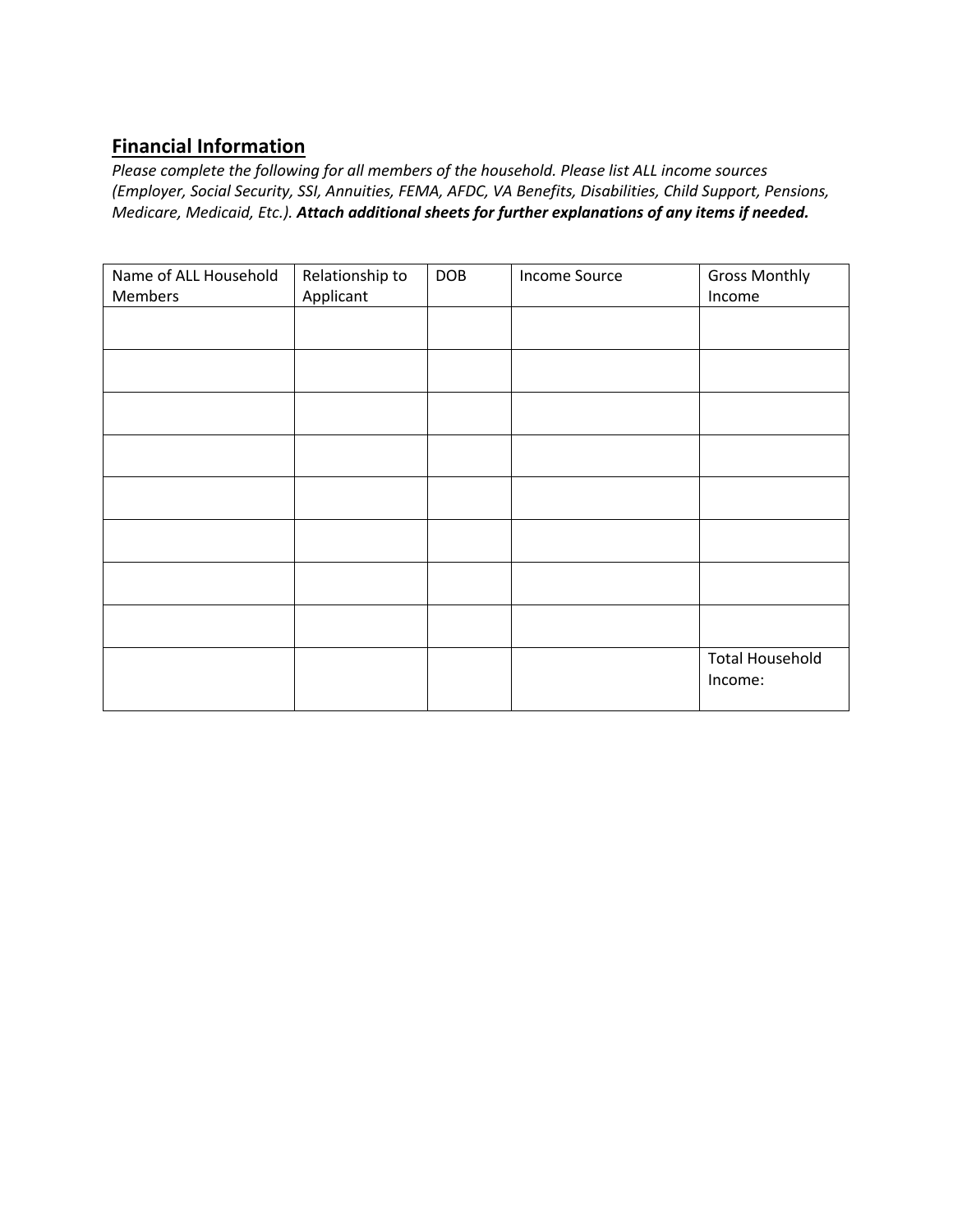## Financial Information

*Please complete the following for all members of the household. Please list ALL income sources (Employer, Social Security, SSI, Annuities, FEMA, AFDC, VA Benefits, Disabilities, Child Support, Pensions, Medicare, Medicaid, Etc.).* ***Attach additional sheets for further explanations of any items if needed.***

| Name of ALL Household Members | Relationship to Applicant | DOB | Income Source | Gross Monthly Income |
|---|---|---|---|---|
| | | | | |
| | | | | |
| | | | | |
| | | | | |
| | | | | |
| | | | | |
| | | | | |
| | | | | |
| | | | | Total Household Income: |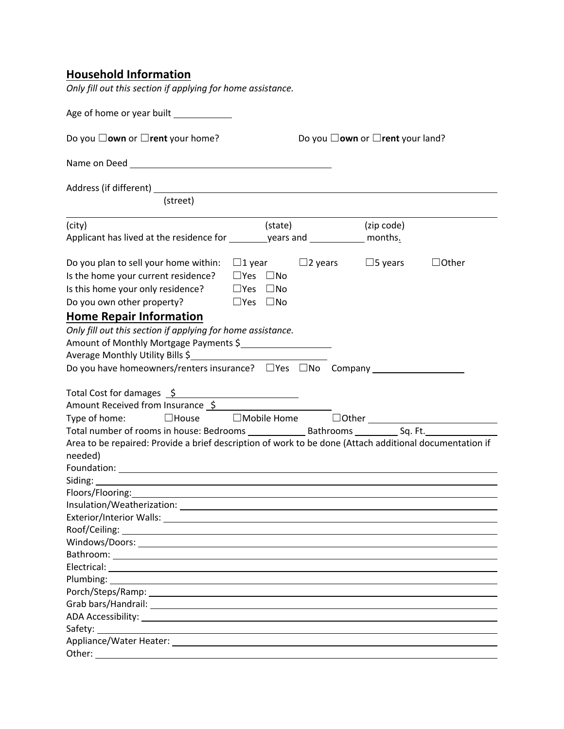## Household Information

*Only fill out this section if applying for home assistance.*

Age of home or year built \_\_\_\_\_\_\_\_\_\_

Do you ☐**own** or ☐**rent** your home? Do you ☐**own** or ☐**rent** your land?

Name on Deed \_\_\_\_\_\_\_\_\_\_\_\_\_\_\_\_\_\_\_\_\_\_\_\_\_\_\_\_\_\_\_\_\_\_\_\_

Address (if different) \_\_\_\_\_\_\_\_\_\_\_\_\_\_\_\_\_\_\_\_\_\_\_\_\_\_\_\_\_\_\_\_\_\_\_\_\_\_\_\_\_\_\_\_\_\_\_\_\_\_\_\_\_\_\_\_\_\_\_\_\_\_\_\_\_\_\_\_\_\_
(street)

\_\_\_\_\_\_\_\_\_\_\_\_\_\_\_\_\_\_\_\_\_\_\_\_\_\_\_\_\_\_\_\_\_\_\_\_\_\_\_\_\_\_\_\_\_\_\_\_\_\_\_\_\_\_\_\_\_\_\_\_\_\_\_\_\_\_\_\_\_\_\_\_\_\_\_\_\_\_\_\_\_\_\_\_\_\_
(city) (state) (zip code)

Applicant has lived at the residence for \_\_\_\_\_\_\_ years and \_\_\_\_\_\_\_\_\_\_ months.

Do you plan to sell your home within: ☐1 year ☐2 years ☐5 years ☐Other

Is the home your current residence? ☐Yes ☐No

Is this home your only residence? ☐Yes ☐No

Do you own other property? ☐Yes ☐No

## Home Repair Information

*Only fill out this section if applying for home assistance.*

Amount of Monthly Mortgage Payments $\_\_\_\_\_\_\_\_\_\_\_\_\_\_\_\_\_

Average Monthly Utility Bills $\_\_\_\_\_\_\_\_\_\_\_\_\_\_\_\_\_\_\_\_\_\_\_\_\_

Do you have homeowners/renters insurance? ☐Yes ☐No Company \_\_\_\_\_\_\_\_\_\_\_\_\_\_\_\_\_\_

Total Cost for damages $ \_\_\_\_\_\_\_\_\_\_\_\_\_\_\_\_\_\_\_\_\_\_\_\_

Amount Received from Insurance $ \_\_\_\_\_\_\_\_\_\_\_\_\_\_\_\_\_\_\_\_\_\_\_\_

Type of home: ☐House ☐Mobile Home ☐Other \_\_\_\_\_\_\_\_\_\_\_\_\_\_\_\_\_\_\_\_\_\_\_\_

Total number of rooms in house: Bedrooms \_\_\_\_\_\_\_\_\_\_\_ Bathrooms \_\_\_\_\_\_\_\_\_ Sq. Ft.\_\_\_\_\_\_\_\_\_\_\_\_\_\_

Area to be repaired: Provide a brief description of work to be done (Attach additional documentation if needed)

Foundation: \_\_\_\_\_\_\_\_\_\_\_\_\_\_\_\_\_\_\_\_\_\_\_\_\_\_\_\_\_\_\_\_\_\_\_\_\_\_\_\_\_\_\_\_\_\_\_\_\_\_\_\_\_\_\_\_\_\_\_\_\_\_\_\_\_\_\_\_\_\_\_\_\_\_

Siding: \_\_\_\_\_\_\_\_\_\_\_\_\_\_\_\_\_\_\_\_\_\_\_\_\_\_\_\_\_\_\_\_\_\_\_\_\_\_\_\_\_\_\_\_\_\_\_\_\_\_\_\_\_\_\_\_\_\_\_\_\_\_\_\_\_\_\_\_\_\_\_\_\_\_\_\_\_

Floors/Flooring: \_\_\_\_\_\_\_\_\_\_\_\_\_\_\_\_\_\_\_\_\_\_\_\_\_\_\_\_\_\_\_\_\_\_\_\_\_\_\_\_\_\_\_\_\_\_\_\_\_\_\_\_\_\_\_\_\_\_\_\_\_\_\_\_\_\_\_\_\_\_

Insulation/Weatherization: \_\_\_\_\_\_\_\_\_\_\_\_\_\_\_\_\_\_\_\_\_\_\_\_\_\_\_\_\_\_\_\_\_\_\_\_\_\_\_\_\_\_\_\_\_\_\_\_\_\_\_\_\_\_\_\_\_\_\_\_

Exterior/Interior Walls: \_\_\_\_\_\_\_\_\_\_\_\_\_\_\_\_\_\_\_\_\_\_\_\_\_\_\_\_\_\_\_\_\_\_\_\_\_\_\_\_\_\_\_\_\_\_\_\_\_\_\_\_\_\_\_\_\_\_\_\_\_\_

Roof/Ceiling: \_\_\_\_\_\_\_\_\_\_\_\_\_\_\_\_\_\_\_\_\_\_\_\_\_\_\_\_\_\_\_\_\_\_\_\_\_\_\_\_\_\_\_\_\_\_\_\_\_\_\_\_\_\_\_\_\_\_\_\_\_\_\_\_\_\_\_\_\_\_\_\_

Windows/Doors: \_\_\_\_\_\_\_\_\_\_\_\_\_\_\_\_\_\_\_\_\_\_\_\_\_\_\_\_\_\_\_\_\_\_\_\_\_\_\_\_\_\_\_\_\_\_\_\_\_\_\_\_\_\_\_\_\_\_\_\_\_\_\_\_\_\_\_\_\_

Bathroom: \_\_\_\_\_\_\_\_\_\_\_\_\_\_\_\_\_\_\_\_\_\_\_\_\_\_\_\_\_\_\_\_\_\_\_\_\_\_\_\_\_\_\_\_\_\_\_\_\_\_\_\_\_\_\_\_\_\_\_\_\_\_\_\_\_\_\_\_\_\_\_\_\_\_

Electrical: \_\_\_\_\_\_\_\_\_\_\_\_\_\_\_\_\_\_\_\_\_\_\_\_\_\_\_\_\_\_\_\_\_\_\_\_\_\_\_\_\_\_\_\_\_\_\_\_\_\_\_\_\_\_\_\_\_\_\_\_\_\_\_\_\_\_\_\_\_\_\_\_\_\_

Plumbing: \_\_\_\_\_\_\_\_\_\_\_\_\_\_\_\_\_\_\_\_\_\_\_\_\_\_\_\_\_\_\_\_\_\_\_\_\_\_\_\_\_\_\_\_\_\_\_\_\_\_\_\_\_\_\_\_\_\_\_\_\_\_\_\_\_\_\_\_\_\_\_\_\_\_\_

Porch/Steps/Ramp: \_\_\_\_\_\_\_\_\_\_\_\_\_\_\_\_\_\_\_\_\_\_\_\_\_\_\_\_\_\_\_\_\_\_\_\_\_\_\_\_\_\_\_\_\_\_\_\_\_\_\_\_\_\_\_\_\_\_\_\_\_\_\_\_\_\_

Grab bars/Handrail: \_\_\_\_\_\_\_\_\_\_\_\_\_\_\_\_\_\_\_\_\_\_\_\_\_\_\_\_\_\_\_\_\_\_\_\_\_\_\_\_\_\_\_\_\_\_\_\_\_\_\_\_\_\_\_\_\_\_\_\_\_\_\_\_\_

ADA Accessibility: \_\_\_\_\_\_\_\_\_\_\_\_\_\_\_\_\_\_\_\_\_\_\_\_\_\_\_\_\_\_\_\_\_\_\_\_\_\_\_\_\_\_\_\_\_\_\_\_\_\_\_\_\_\_\_\_\_\_\_\_\_\_\_\_\_\_

Safety: \_\_\_\_\_\_\_\_\_\_\_\_\_\_\_\_\_\_\_\_\_\_\_\_\_\_\_\_\_\_\_\_\_\_\_\_\_\_\_\_\_\_\_\_\_\_\_\_\_\_\_\_\_\_\_\_\_\_\_\_\_\_\_\_\_\_\_\_\_\_\_\_\_\_\_\_\_

Appliance/Water Heater: \_\_\_\_\_\_\_\_\_\_\_\_\_\_\_\_\_\_\_\_\_\_\_\_\_\_\_\_\_\_\_\_\_\_\_\_\_\_\_\_\_\_\_\_\_\_\_\_\_\_\_\_\_\_\_\_\_\_\_\_\_

Other: \_\_\_\_\_\_\_\_\_\_\_\_\_\_\_\_\_\_\_\_\_\_\_\_\_\_\_\_\_\_\_\_\_\_\_\_\_\_\_\_\_\_\_\_\_\_\_\_\_\_\_\_\_\_\_\_\_\_\_\_\_\_\_\_\_\_\_\_\_\_\_\_\_\_\_\_\_\_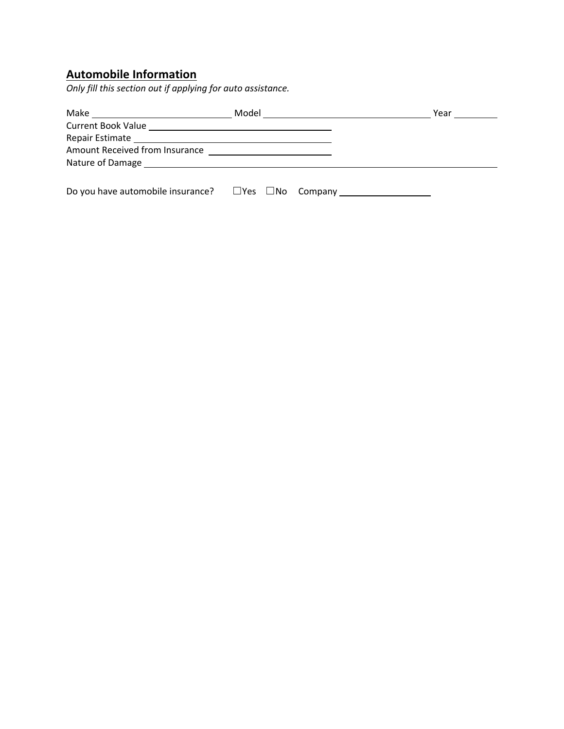## Automobile Information

*Only fill this section out if applying for auto assistance.*

Make ____________________________ Model ________________________________ Year ________

Current Book Value ______________________________________

Repair Estimate ________________________________________

Amount Received from Insurance ________________________

Nature of Damage ______________________________________________________________________

Do you have automobile insurance? ☐Yes ☐No Company __________________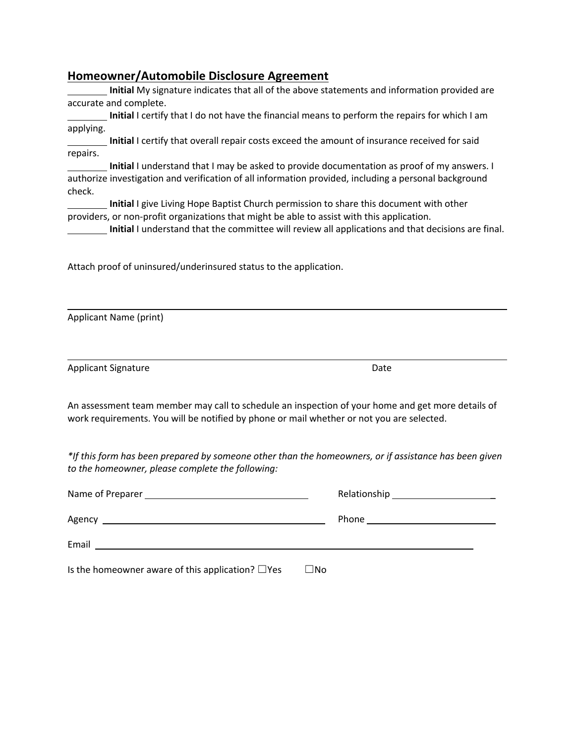## Homeowner/Automobile Disclosure Agreement

________ **Initial** My signature indicates that all of the above statements and information provided are accurate and complete.

________ **Initial** I certify that I do not have the financial means to perform the repairs for which I am applying.

________ **Initial** I certify that overall repair costs exceed the amount of insurance received for said repairs.

________ **Initial** I understand that I may be asked to provide documentation as proof of my answers. I authorize investigation and verification of all information provided, including a personal background check.

________ **Initial** I give Living Hope Baptist Church permission to share this document with other providers, or non-profit organizations that might be able to assist with this application.

________ **Initial** I understand that the committee will review all applications and that decisions are final.

Attach proof of uninsured/underinsured status to the application.

______________________________________________________________

Applicant Name (print)

______________________________________________________________

Applicant Signature                                                                                    Date

An assessment team member may call to schedule an inspection of your home and get more details of work requirements. You will be notified by phone or mail whether or not you are selected.

*\*If this form has been prepared by someone other than the homeowners, or if assistance has been given to the homeowner, please complete the following:*

Name of Preparer ______________________________          Relationship ____________________

Agency ______________________________________          Phone ________________________

Email ______________________________________________________________

Is the homeowner aware of this application? ☐Yes      ☐No